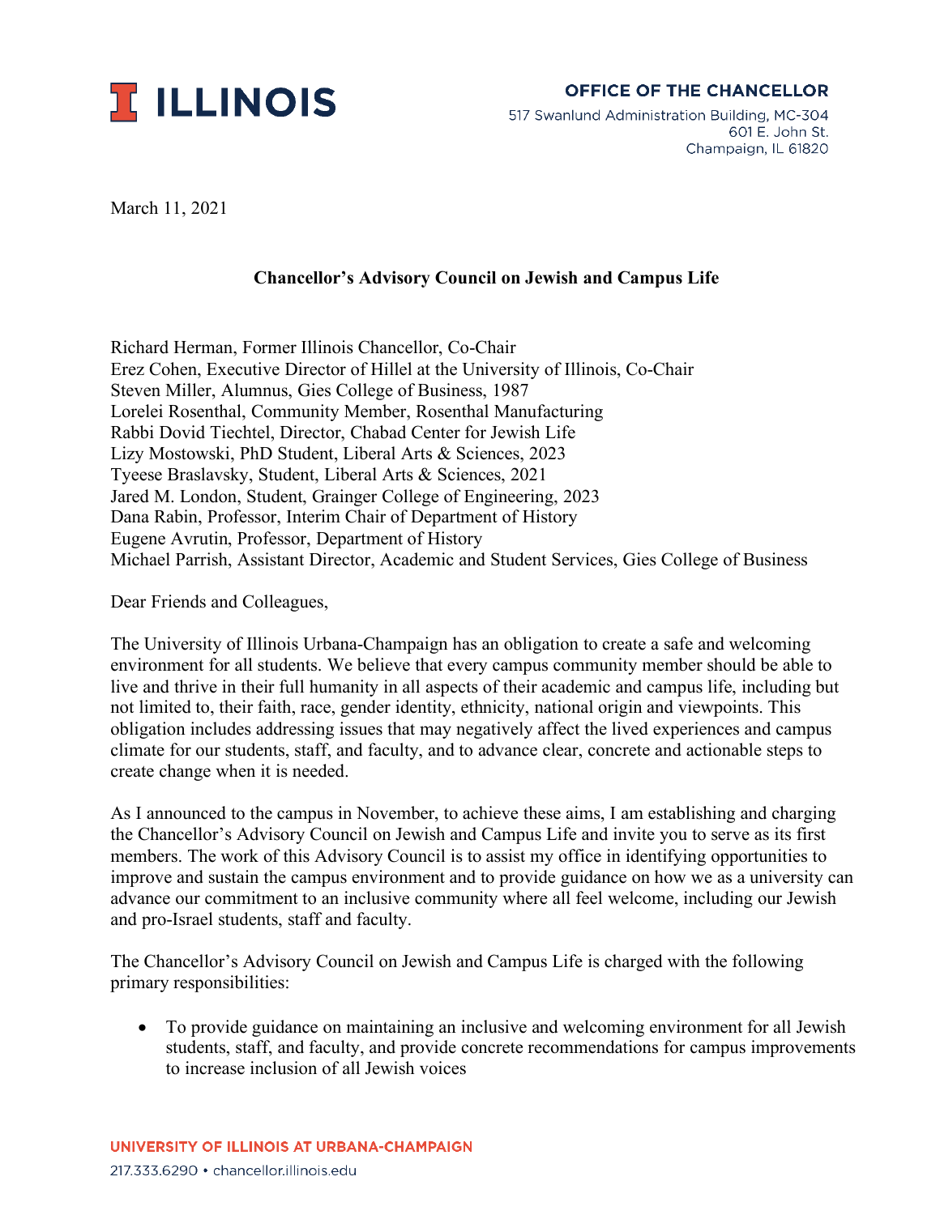ILLINOIS

**OFFICE OF THE CHANCELLOR**
517 Swanlund Administration Building, MC-304
601 E. John St.
Champaign, IL 61820

March 11, 2021

**Chancellor's Advisory Council on Jewish and Campus Life**

Richard Herman, Former Illinois Chancellor, Co-Chair
Erez Cohen, Executive Director of Hillel at the University of Illinois, Co-Chair
Steven Miller, Alumnus, Gies College of Business, 1987
Lorelei Rosenthal, Community Member, Rosenthal Manufacturing
Rabbi Dovid Tiechtel, Director, Chabad Center for Jewish Life
Lizy Mostowski, PhD Student, Liberal Arts & Sciences, 2023
Tyeese Braslavsky, Student, Liberal Arts & Sciences, 2021
Jared M. London, Student, Grainger College of Engineering, 2023
Dana Rabin, Professor, Interim Chair of Department of History
Eugene Avrutin, Professor, Department of History
Michael Parrish, Assistant Director, Academic and Student Services, Gies College of Business

Dear Friends and Colleagues,

The University of Illinois Urbana-Champaign has an obligation to create a safe and welcoming environment for all students. We believe that every campus community member should be able to live and thrive in their full humanity in all aspects of their academic and campus life, including but not limited to, their faith, race, gender identity, ethnicity, national origin and viewpoints. This obligation includes addressing issues that may negatively affect the lived experiences and campus climate for our students, staff, and faculty, and to advance clear, concrete and actionable steps to create change when it is needed.

As I announced to the campus in November, to achieve these aims, I am establishing and charging the Chancellor's Advisory Council on Jewish and Campus Life and invite you to serve as its first members. The work of this Advisory Council is to assist my office in identifying opportunities to improve and sustain the campus environment and to provide guidance on how we as a university can advance our commitment to an inclusive community where all feel welcome, including our Jewish and pro-Israel students, staff and faculty.

The Chancellor's Advisory Council on Jewish and Campus Life is charged with the following primary responsibilities:

- To provide guidance on maintaining an inclusive and welcoming environment for all Jewish students, staff, and faculty, and provide concrete recommendations for campus improvements to increase inclusion of all Jewish voices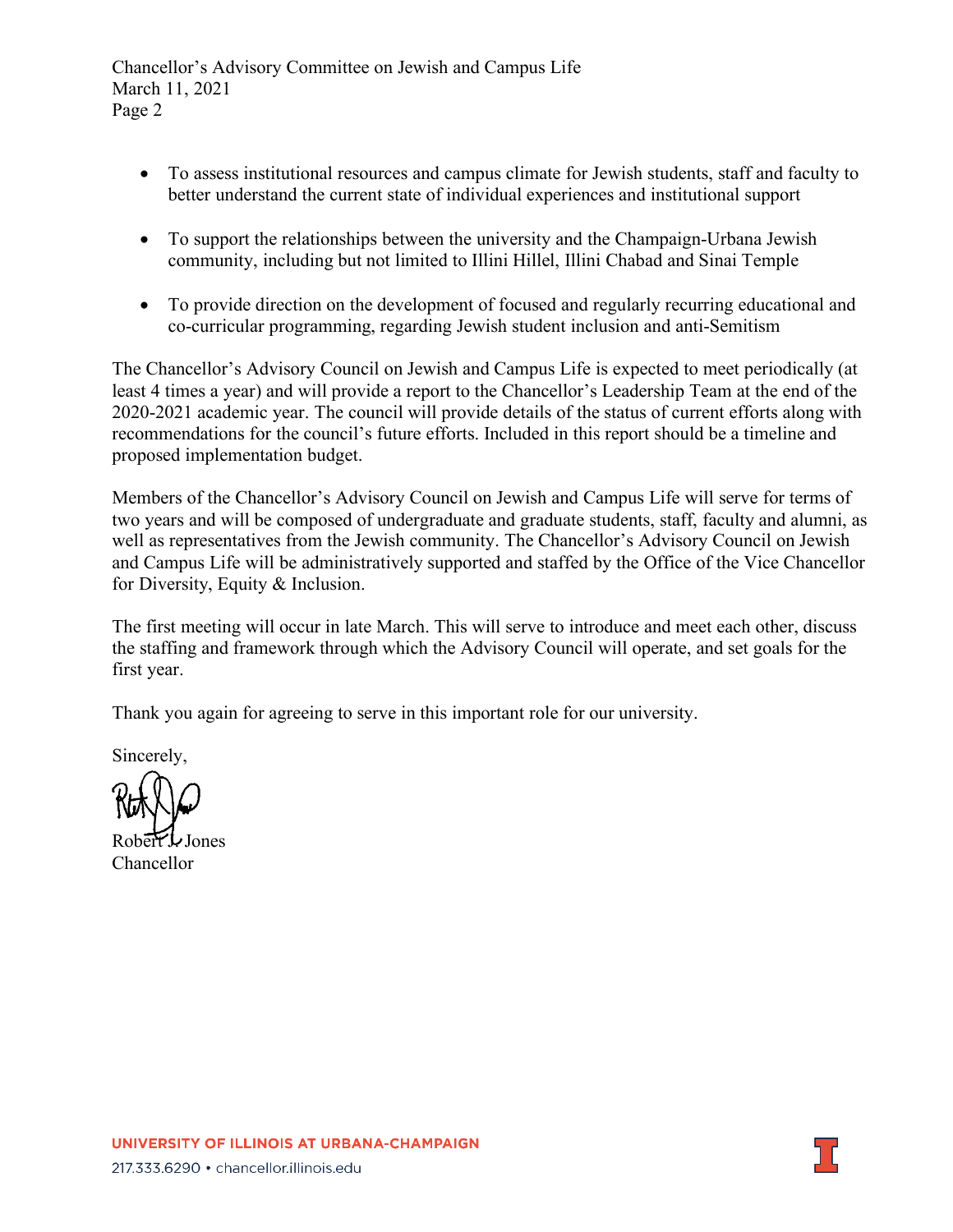- To assess institutional resources and campus climate for Jewish students, staff and faculty to better understand the current state of individual experiences and institutional support

- To support the relationships between the university and the Champaign-Urbana Jewish community, including but not limited to Illini Hillel, Illini Chabad and Sinai Temple

- To provide direction on the development of focused and regularly recurring educational and co-curricular programming, regarding Jewish student inclusion and anti-Semitism

The Chancellor's Advisory Council on Jewish and Campus Life is expected to meet periodically (at least 4 times a year) and will provide a report to the Chancellor's Leadership Team at the end of the 2020-2021 academic year. The council will provide details of the status of current efforts along with recommendations for the council's future efforts. Included in this report should be a timeline and proposed implementation budget.

Members of the Chancellor's Advisory Council on Jewish and Campus Life will serve for terms of two years and will be composed of undergraduate and graduate students, staff, faculty and alumni, as well as representatives from the Jewish community. The Chancellor's Advisory Council on Jewish and Campus Life will be administratively supported and staffed by the Office of the Vice Chancellor for Diversity, Equity & Inclusion.

The first meeting will occur in late March. This will serve to introduce and meet each other, discuss the staffing and framework through which the Advisory Council will operate, and set goals for the first year.

Thank you again for agreeing to serve in this important role for our university.

Sincerely,

Robert J. Jones
Chancellor